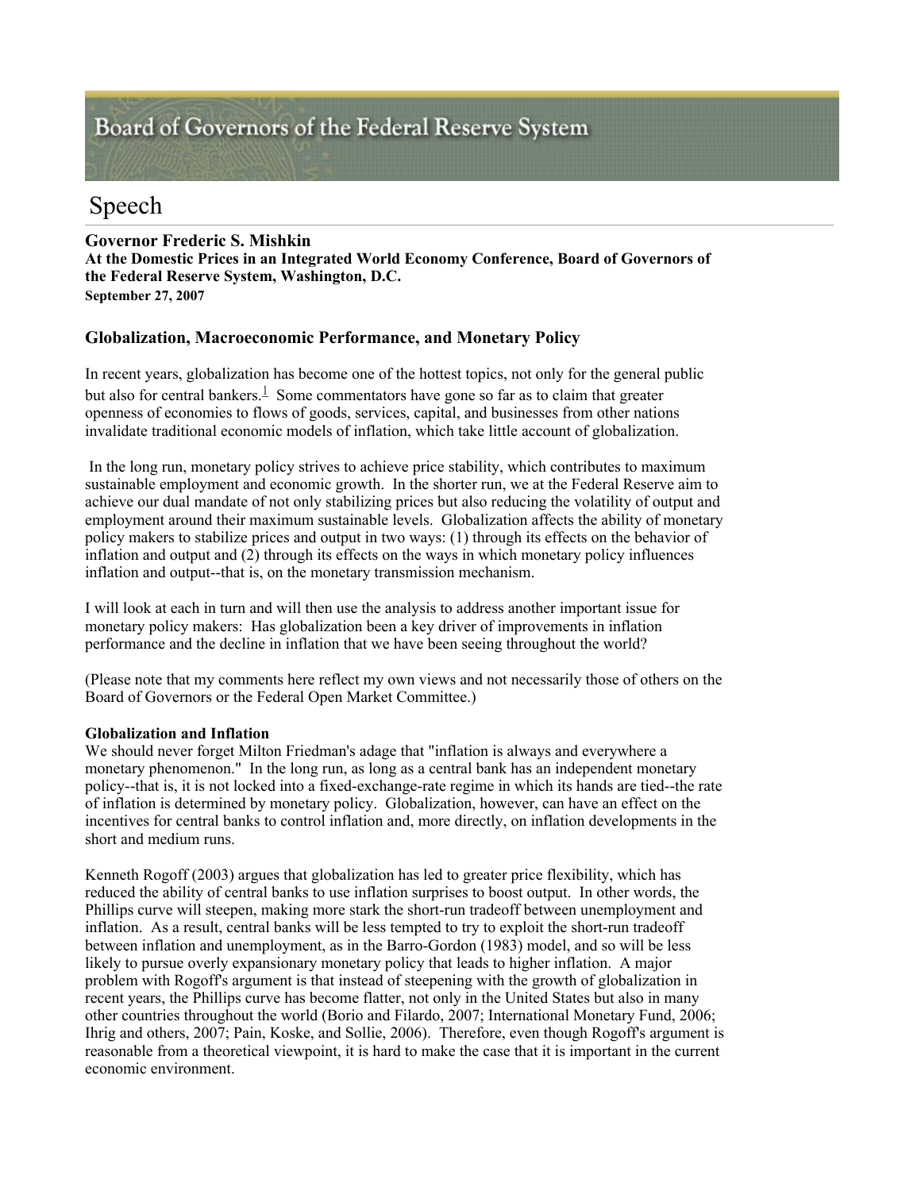Board of Governors of the Federal Reserve System

# Speech

**Governor Frederic S. Mishkin**
**At the Domestic Prices in an Integrated World Economy Conference, Board of Governors of the Federal Reserve System, Washington, D.C.**
**September 27, 2007**

## Globalization, Macroeconomic Performance, and Monetary Policy

In recent years, globalization has become one of the hottest topics, not only for the general public but also for central bankers.[1] Some commentators have gone so far as to claim that greater openness of economies to flows of goods, services, capital, and businesses from other nations invalidate traditional economic models of inflation, which take little account of globalization.

In the long run, monetary policy strives to achieve price stability, which contributes to maximum sustainable employment and economic growth. In the shorter run, we at the Federal Reserve aim to achieve our dual mandate of not only stabilizing prices but also reducing the volatility of output and employment around their maximum sustainable levels. Globalization affects the ability of monetary policy makers to stabilize prices and output in two ways: (1) through its effects on the behavior of inflation and output and (2) through its effects on the ways in which monetary policy influences inflation and output--that is, on the monetary transmission mechanism.

I will look at each in turn and will then use the analysis to address another important issue for monetary policy makers: Has globalization been a key driver of improvements in inflation performance and the decline in inflation that we have been seeing throughout the world?

(Please note that my comments here reflect my own views and not necessarily those of others on the Board of Governors or the Federal Open Market Committee.)

**Globalization and Inflation**

We should never forget Milton Friedman's adage that "inflation is always and everywhere a monetary phenomenon." In the long run, as long as a central bank has an independent monetary policy--that is, it is not locked into a fixed-exchange-rate regime in which its hands are tied--the rate of inflation is determined by monetary policy. Globalization, however, can have an effect on the incentives for central banks to control inflation and, more directly, on inflation developments in the short and medium runs.

Kenneth Rogoff (2003) argues that globalization has led to greater price flexibility, which has reduced the ability of central banks to use inflation surprises to boost output. In other words, the Phillips curve will steepen, making more stark the short-run tradeoff between unemployment and inflation. As a result, central banks will be less tempted to try to exploit the short-run tradeoff between inflation and unemployment, as in the Barro-Gordon (1983) model, and so will be less likely to pursue overly expansionary monetary policy that leads to higher inflation. A major problem with Rogoff's argument is that instead of steepening with the growth of globalization in recent years, the Phillips curve has become flatter, not only in the United States but also in many other countries throughout the world (Borio and Filardo, 2007; International Monetary Fund, 2006; Ihrig and others, 2007; Pain, Koske, and Sollie, 2006). Therefore, even though Rogoff's argument is reasonable from a theoretical viewpoint, it is hard to make the case that it is important in the current economic environment.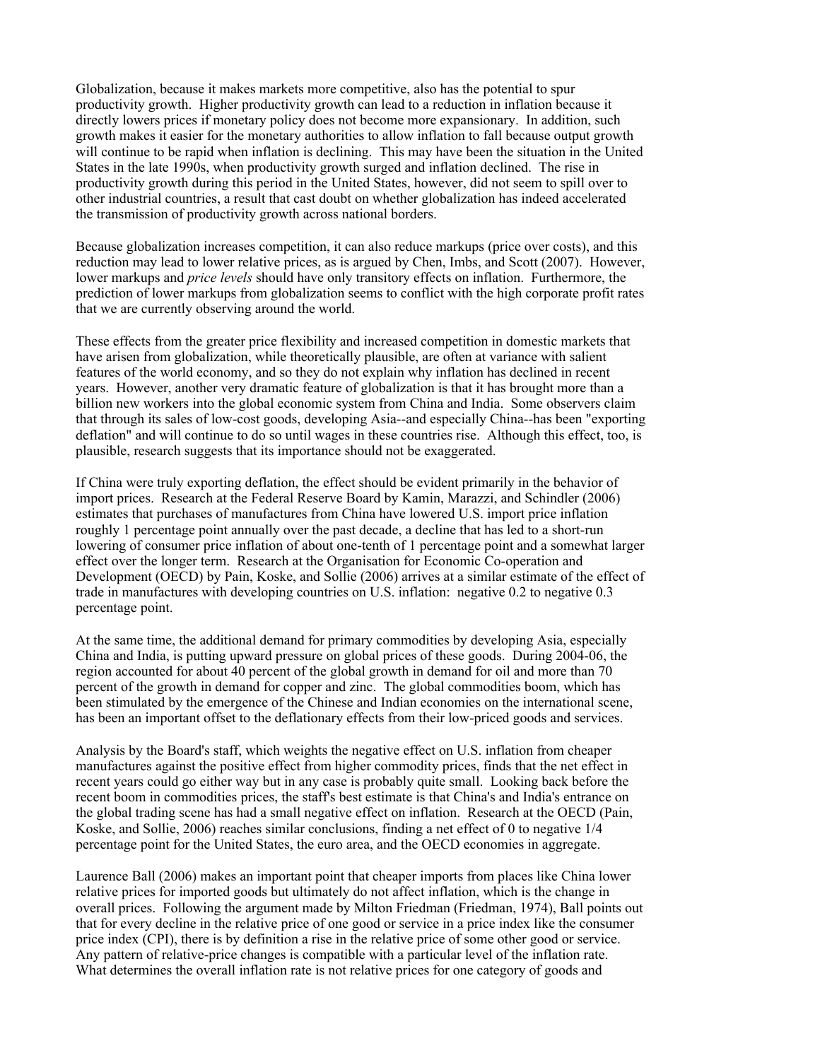Globalization, because it makes markets more competitive, also has the potential to spur productivity growth. Higher productivity growth can lead to a reduction in inflation because it directly lowers prices if monetary policy does not become more expansionary. In addition, such growth makes it easier for the monetary authorities to allow inflation to fall because output growth will continue to be rapid when inflation is declining. This may have been the situation in the United States in the late 1990s, when productivity growth surged and inflation declined. The rise in productivity growth during this period in the United States, however, did not seem to spill over to other industrial countries, a result that cast doubt on whether globalization has indeed accelerated the transmission of productivity growth across national borders.

Because globalization increases competition, it can also reduce markups (price over costs), and this reduction may lead to lower relative prices, as is argued by Chen, Imbs, and Scott (2007). However, lower markups and *price levels* should have only transitory effects on inflation. Furthermore, the prediction of lower markups from globalization seems to conflict with the high corporate profit rates that we are currently observing around the world.

These effects from the greater price flexibility and increased competition in domestic markets that have arisen from globalization, while theoretically plausible, are often at variance with salient features of the world economy, and so they do not explain why inflation has declined in recent years. However, another very dramatic feature of globalization is that it has brought more than a billion new workers into the global economic system from China and India. Some observers claim that through its sales of low-cost goods, developing Asia--and especially China--has been "exporting deflation" and will continue to do so until wages in these countries rise. Although this effect, too, is plausible, research suggests that its importance should not be exaggerated.

If China were truly exporting deflation, the effect should be evident primarily in the behavior of import prices. Research at the Federal Reserve Board by Kamin, Marazzi, and Schindler (2006) estimates that purchases of manufactures from China have lowered U.S. import price inflation roughly 1 percentage point annually over the past decade, a decline that has led to a short-run lowering of consumer price inflation of about one-tenth of 1 percentage point and a somewhat larger effect over the longer term. Research at the Organisation for Economic Co-operation and Development (OECD) by Pain, Koske, and Sollie (2006) arrives at a similar estimate of the effect of trade in manufactures with developing countries on U.S. inflation: negative 0.2 to negative 0.3 percentage point.

At the same time, the additional demand for primary commodities by developing Asia, especially China and India, is putting upward pressure on global prices of these goods. During 2004-06, the region accounted for about 40 percent of the global growth in demand for oil and more than 70 percent of the growth in demand for copper and zinc. The global commodities boom, which has been stimulated by the emergence of the Chinese and Indian economies on the international scene, has been an important offset to the deflationary effects from their low-priced goods and services.

Analysis by the Board's staff, which weights the negative effect on U.S. inflation from cheaper manufactures against the positive effect from higher commodity prices, finds that the net effect in recent years could go either way but in any case is probably quite small. Looking back before the recent boom in commodities prices, the staff's best estimate is that China's and India's entrance on the global trading scene has had a small negative effect on inflation. Research at the OECD (Pain, Koske, and Sollie, 2006) reaches similar conclusions, finding a net effect of 0 to negative 1/4 percentage point for the United States, the euro area, and the OECD economies in aggregate.

Laurence Ball (2006) makes an important point that cheaper imports from places like China lower relative prices for imported goods but ultimately do not affect inflation, which is the change in overall prices. Following the argument made by Milton Friedman (Friedman, 1974), Ball points out that for every decline in the relative price of one good or service in a price index like the consumer price index (CPI), there is by definition a rise in the relative price of some other good or service. Any pattern of relative-price changes is compatible with a particular level of the inflation rate. What determines the overall inflation rate is not relative prices for one category of goods and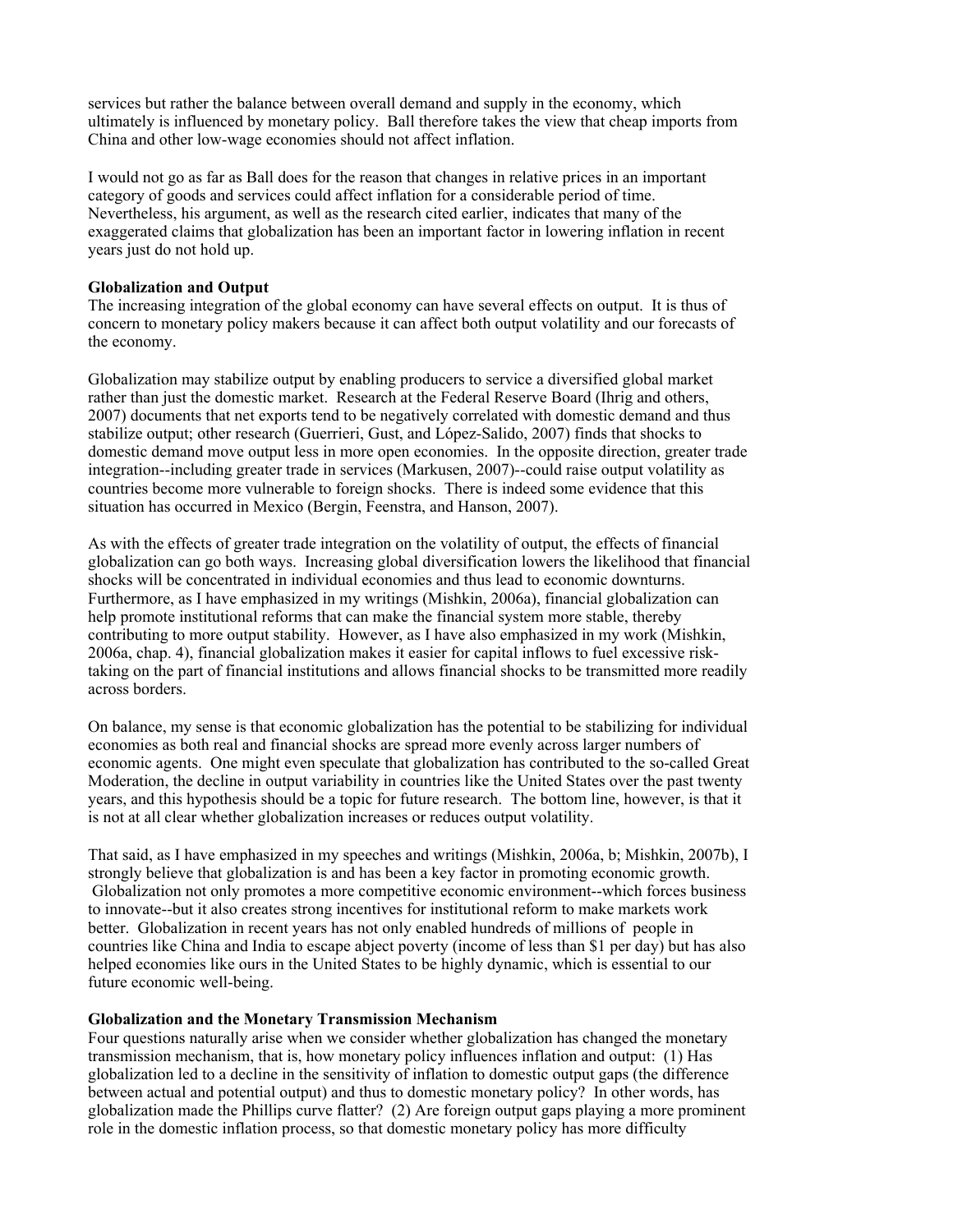services but rather the balance between overall demand and supply in the economy, which ultimately is influenced by monetary policy. Ball therefore takes the view that cheap imports from China and other low-wage economies should not affect inflation.

I would not go as far as Ball does for the reason that changes in relative prices in an important category of goods and services could affect inflation for a considerable period of time. Nevertheless, his argument, as well as the research cited earlier, indicates that many of the exaggerated claims that globalization has been an important factor in lowering inflation in recent years just do not hold up.

**Globalization and Output**

The increasing integration of the global economy can have several effects on output. It is thus of concern to monetary policy makers because it can affect both output volatility and our forecasts of the economy.

Globalization may stabilize output by enabling producers to service a diversified global market rather than just the domestic market. Research at the Federal Reserve Board (Ihrig and others, 2007) documents that net exports tend to be negatively correlated with domestic demand and thus stabilize output; other research (Guerrieri, Gust, and López-Salido, 2007) finds that shocks to domestic demand move output less in more open economies. In the opposite direction, greater trade integration--including greater trade in services (Markusen, 2007)--could raise output volatility as countries become more vulnerable to foreign shocks. There is indeed some evidence that this situation has occurred in Mexico (Bergin, Feenstra, and Hanson, 2007).

As with the effects of greater trade integration on the volatility of output, the effects of financial globalization can go both ways. Increasing global diversification lowers the likelihood that financial shocks will be concentrated in individual economies and thus lead to economic downturns. Furthermore, as I have emphasized in my writings (Mishkin, 2006a), financial globalization can help promote institutional reforms that can make the financial system more stable, thereby contributing to more output stability. However, as I have also emphasized in my work (Mishkin, 2006a, chap. 4), financial globalization makes it easier for capital inflows to fuel excessive risk-taking on the part of financial institutions and allows financial shocks to be transmitted more readily across borders.

On balance, my sense is that economic globalization has the potential to be stabilizing for individual economies as both real and financial shocks are spread more evenly across larger numbers of economic agents. One might even speculate that globalization has contributed to the so-called Great Moderation, the decline in output variability in countries like the United States over the past twenty years, and this hypothesis should be a topic for future research. The bottom line, however, is that it is not at all clear whether globalization increases or reduces output volatility.

That said, as I have emphasized in my speeches and writings (Mishkin, 2006a, b; Mishkin, 2007b), I strongly believe that globalization is and has been a key factor in promoting economic growth. Globalization not only promotes a more competitive economic environment--which forces business to innovate--but it also creates strong incentives for institutional reform to make markets work better. Globalization in recent years has not only enabled hundreds of millions of people in countries like China and India to escape abject poverty (income of less than $1 per day) but has also helped economies like ours in the United States to be highly dynamic, which is essential to our future economic well-being.

**Globalization and the Monetary Transmission Mechanism**

Four questions naturally arise when we consider whether globalization has changed the monetary transmission mechanism, that is, how monetary policy influences inflation and output: (1) Has globalization led to a decline in the sensitivity of inflation to domestic output gaps (the difference between actual and potential output) and thus to domestic monetary policy? In other words, has globalization made the Phillips curve flatter? (2) Are foreign output gaps playing a more prominent role in the domestic inflation process, so that domestic monetary policy has more difficulty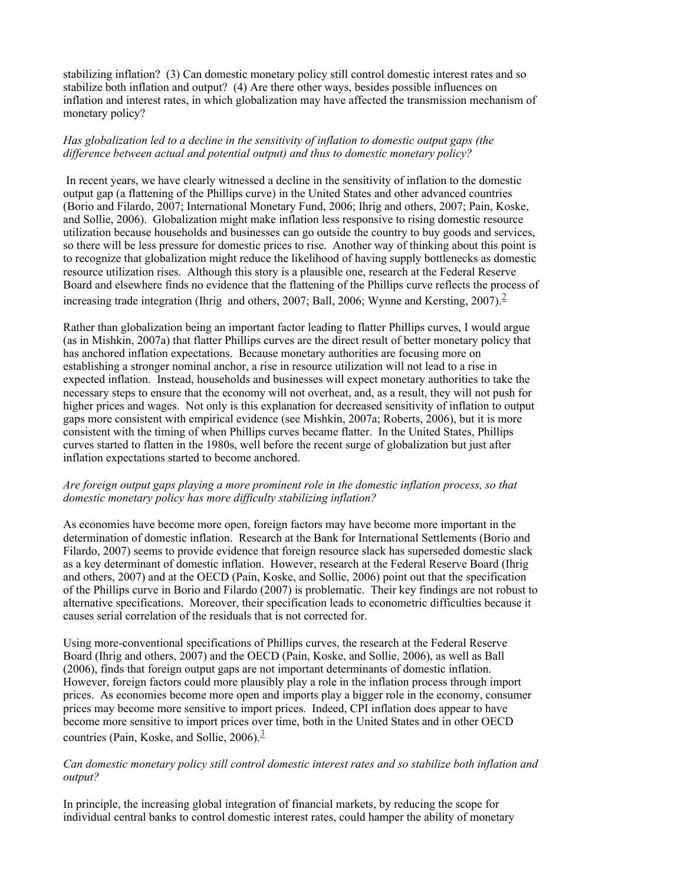stabilizing inflation? (3) Can domestic monetary policy still control domestic interest rates and so stabilize both inflation and output? (4) Are there other ways, besides possible influences on inflation and interest rates, in which globalization may have affected the transmission mechanism of monetary policy?

*Has globalization led to a decline in the sensitivity of inflation to domestic output gaps (the difference between actual and potential output) and thus to domestic monetary policy?*

In recent years, we have clearly witnessed a decline in the sensitivity of inflation to the domestic output gap (a flattening of the Phillips curve) in the United States and other advanced countries (Borio and Filardo, 2007; International Monetary Fund, 2006; Ihrig and others, 2007; Pain, Koske, and Sollie, 2006). Globalization might make inflation less responsive to rising domestic resource utilization because households and businesses can go outside the country to buy goods and services, so there will be less pressure for domestic prices to rise. Another way of thinking about this point is to recognize that globalization might reduce the likelihood of having supply bottlenecks as domestic resource utilization rises. Although this story is a plausible one, research at the Federal Reserve Board and elsewhere finds no evidence that the flattening of the Phillips curve reflects the process of increasing trade integration (Ihrig and others, 2007; Ball, 2006; Wynne and Kersting, 2007).[2]

Rather than globalization being an important factor leading to flatter Phillips curves, I would argue (as in Mishkin, 2007a) that flatter Phillips curves are the direct result of better monetary policy that has anchored inflation expectations. Because monetary authorities are focusing more on establishing a stronger nominal anchor, a rise in resource utilization will not lead to a rise in expected inflation. Instead, households and businesses will expect monetary authorities to take the necessary steps to ensure that the economy will not overheat, and, as a result, they will not push for higher prices and wages. Not only is this explanation for decreased sensitivity of inflation to output gaps more consistent with empirical evidence (see Mishkin, 2007a; Roberts, 2006), but it is more consistent with the timing of when Phillips curves became flatter. In the United States, Phillips curves started to flatten in the 1980s, well before the recent surge of globalization but just after inflation expectations started to become anchored.

*Are foreign output gaps playing a more prominent role in the domestic inflation process, so that domestic monetary policy has more difficulty stabilizing inflation?*

As economies have become more open, foreign factors may have become more important in the determination of domestic inflation. Research at the Bank for International Settlements (Borio and Filardo, 2007) seems to provide evidence that foreign resource slack has superseded domestic slack as a key determinant of domestic inflation. However, research at the Federal Reserve Board (Ihrig and others, 2007) and at the OECD (Pain, Koske, and Sollie, 2006) point out that the specification of the Phillips curve in Borio and Filardo (2007) is problematic. Their key findings are not robust to alternative specifications. Moreover, their specification leads to econometric difficulties because it causes serial correlation of the residuals that is not corrected for.

Using more-conventional specifications of Phillips curves, the research at the Federal Reserve Board (Ihrig and others, 2007) and the OECD (Pain, Koske, and Sollie, 2006), as well as Ball (2006), finds that foreign output gaps are not important determinants of domestic inflation. However, foreign factors could more plausibly play a role in the inflation process through import prices. As economies become more open and imports play a bigger role in the economy, consumer prices may become more sensitive to import prices. Indeed, CPI inflation does appear to have become more sensitive to import prices over time, both in the United States and in other OECD countries (Pain, Koske, and Sollie, 2006).[3]

*Can domestic monetary policy still control domestic interest rates and so stabilize both inflation and output?*

In principle, the increasing global integration of financial markets, by reducing the scope for individual central banks to control domestic interest rates, could hamper the ability of monetary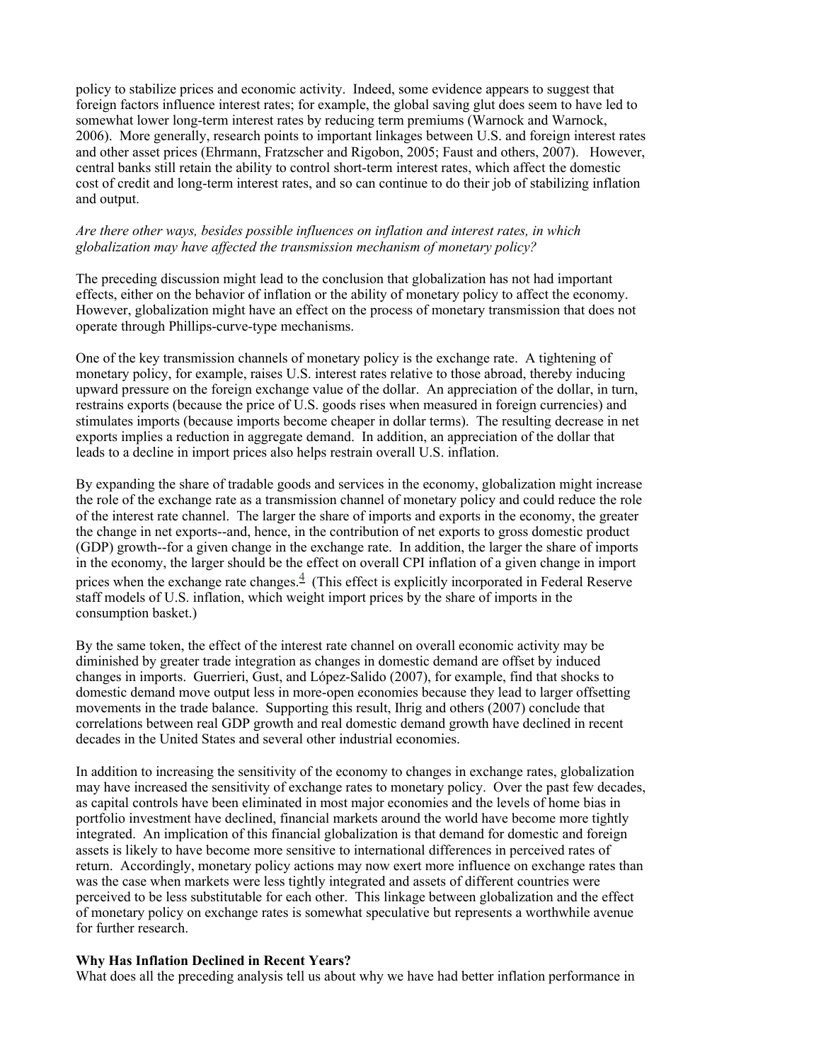policy to stabilize prices and economic activity. Indeed, some evidence appears to suggest that foreign factors influence interest rates; for example, the global saving glut does seem to have led to somewhat lower long-term interest rates by reducing term premiums (Warnock and Warnock, 2006). More generally, research points to important linkages between U.S. and foreign interest rates and other asset prices (Ehrmann, Fratzscher and Rigobon, 2005; Faust and others, 2007). However, central banks still retain the ability to control short-term interest rates, which affect the domestic cost of credit and long-term interest rates, and so can continue to do their job of stabilizing inflation and output.

*Are there other ways, besides possible influences on inflation and interest rates, in which globalization may have affected the transmission mechanism of monetary policy?*

The preceding discussion might lead to the conclusion that globalization has not had important effects, either on the behavior of inflation or the ability of monetary policy to affect the economy. However, globalization might have an effect on the process of monetary transmission that does not operate through Phillips-curve-type mechanisms.

One of the key transmission channels of monetary policy is the exchange rate. A tightening of monetary policy, for example, raises U.S. interest rates relative to those abroad, thereby inducing upward pressure on the foreign exchange value of the dollar. An appreciation of the dollar, in turn, restrains exports (because the price of U.S. goods rises when measured in foreign currencies) and stimulates imports (because imports become cheaper in dollar terms). The resulting decrease in net exports implies a reduction in aggregate demand. In addition, an appreciation of the dollar that leads to a decline in import prices also helps restrain overall U.S. inflation.

By expanding the share of tradable goods and services in the economy, globalization might increase the role of the exchange rate as a transmission channel of monetary policy and could reduce the role of the interest rate channel. The larger the share of imports and exports in the economy, the greater the change in net exports--and, hence, in the contribution of net exports to gross domestic product (GDP) growth--for a given change in the exchange rate. In addition, the larger the share of imports in the economy, the larger should be the effect on overall CPI inflation of a given change in import prices when the exchange rate changes.[4] (This effect is explicitly incorporated in Federal Reserve staff models of U.S. inflation, which weight import prices by the share of imports in the consumption basket.)

By the same token, the effect of the interest rate channel on overall economic activity may be diminished by greater trade integration as changes in domestic demand are offset by induced changes in imports. Guerrieri, Gust, and López-Salido (2007), for example, find that shocks to domestic demand move output less in more-open economies because they lead to larger offsetting movements in the trade balance. Supporting this result, Ihrig and others (2007) conclude that correlations between real GDP growth and real domestic demand growth have declined in recent decades in the United States and several other industrial economies.

In addition to increasing the sensitivity of the economy to changes in exchange rates, globalization may have increased the sensitivity of exchange rates to monetary policy. Over the past few decades, as capital controls have been eliminated in most major economies and the levels of home bias in portfolio investment have declined, financial markets around the world have become more tightly integrated. An implication of this financial globalization is that demand for domestic and foreign assets is likely to have become more sensitive to international differences in perceived rates of return. Accordingly, monetary policy actions may now exert more influence on exchange rates than was the case when markets were less tightly integrated and assets of different countries were perceived to be less substitutable for each other. This linkage between globalization and the effect of monetary policy on exchange rates is somewhat speculative but represents a worthwhile avenue for further research.

**Why Has Inflation Declined in Recent Years?**

What does all the preceding analysis tell us about why we have had better inflation performance in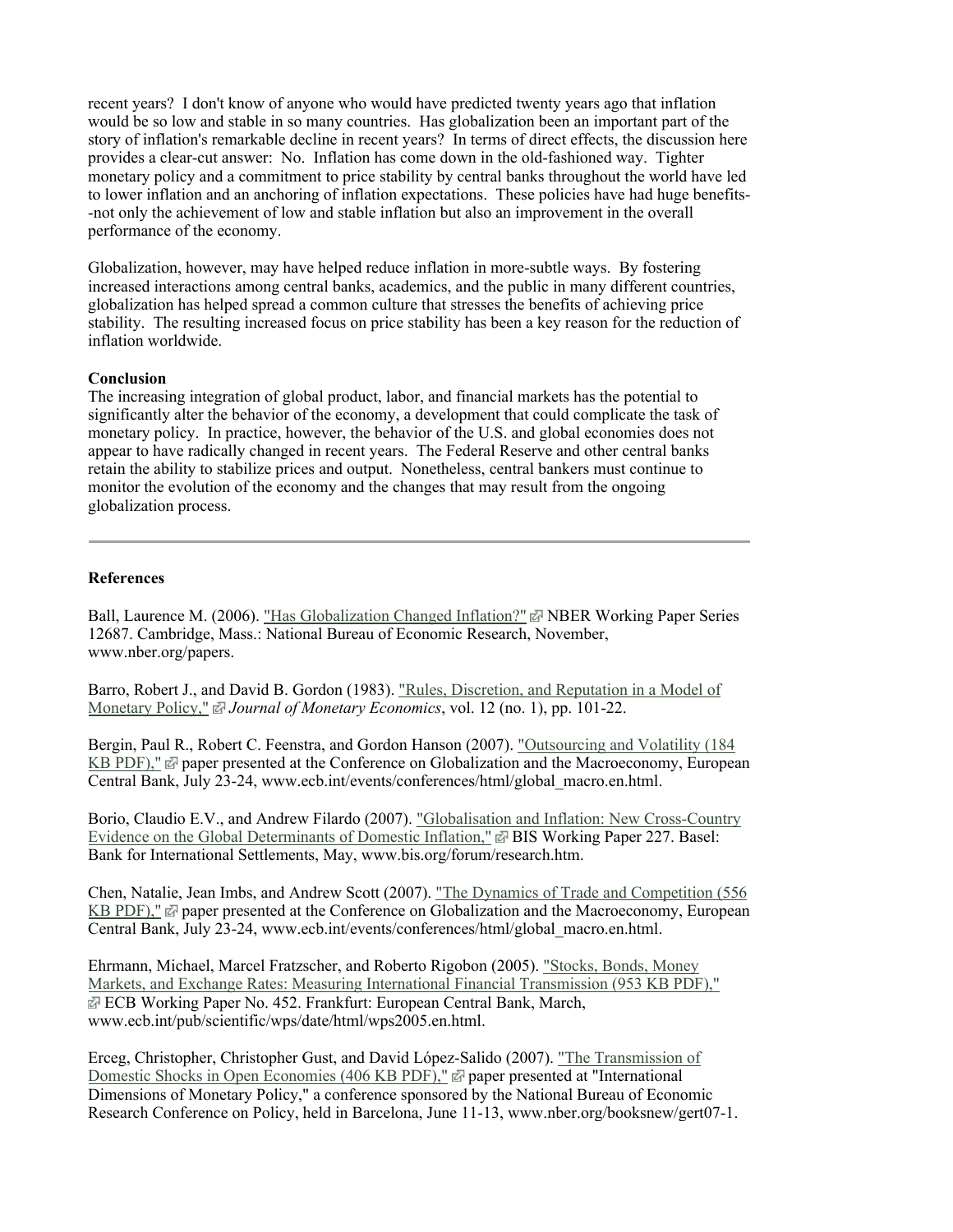recent years? I don't know of anyone who would have predicted twenty years ago that inflation would be so low and stable in so many countries. Has globalization been an important part of the story of inflation's remarkable decline in recent years? In terms of direct effects, the discussion here provides a clear-cut answer: No. Inflation has come down in the old-fashioned way. Tighter monetary policy and a commitment to price stability by central banks throughout the world have led to lower inflation and an anchoring of inflation expectations. These policies have had huge benefits--not only the achievement of low and stable inflation but also an improvement in the overall performance of the economy.

Globalization, however, may have helped reduce inflation in more-subtle ways. By fostering increased interactions among central banks, academics, and the public in many different countries, globalization has helped spread a common culture that stresses the benefits of achieving price stability. The resulting increased focus on price stability has been a key reason for the reduction of inflation worldwide.

**Conclusion**

The increasing integration of global product, labor, and financial markets has the potential to significantly alter the behavior of the economy, a development that could complicate the task of monetary policy. In practice, however, the behavior of the U.S. and global economies does not appear to have radically changed in recent years. The Federal Reserve and other central banks retain the ability to stabilize prices and output. Nonetheless, central bankers must continue to monitor the evolution of the economy and the changes that may result from the ongoing globalization process.

---

**References**

Ball, Laurence M. (2006). "Has Globalization Changed Inflation?" NBER Working Paper Series 12687. Cambridge, Mass.: National Bureau of Economic Research, November, www.nber.org/papers.

Barro, Robert J., and David B. Gordon (1983). "Rules, Discretion, and Reputation in a Model of Monetary Policy," *Journal of Monetary Economics*, vol. 12 (no. 1), pp. 101-22.

Bergin, Paul R., Robert C. Feenstra, and Gordon Hanson (2007). "Outsourcing and Volatility (184 KB PDF)," paper presented at the Conference on Globalization and the Macroeconomy, European Central Bank, July 23-24, www.ecb.int/events/conferences/html/global_macro.en.html.

Borio, Claudio E.V., and Andrew Filardo (2007). "Globalisation and Inflation: New Cross-Country Evidence on the Global Determinants of Domestic Inflation," BIS Working Paper 227. Basel: Bank for International Settlements, May, www.bis.org/forum/research.htm.

Chen, Natalie, Jean Imbs, and Andrew Scott (2007). "The Dynamics of Trade and Competition (556 KB PDF)," paper presented at the Conference on Globalization and the Macroeconomy, European Central Bank, July 23-24, www.ecb.int/events/conferences/html/global_macro.en.html.

Ehrmann, Michael, Marcel Fratzscher, and Roberto Rigobon (2005). "Stocks, Bonds, Money Markets, and Exchange Rates: Measuring International Financial Transmission (953 KB PDF)," ECB Working Paper No. 452. Frankfurt: European Central Bank, March, www.ecb.int/pub/scientific/wps/date/html/wps2005.en.html.

Erceg, Christopher, Christopher Gust, and David López-Salido (2007). "The Transmission of Domestic Shocks in Open Economies (406 KB PDF)," paper presented at "International Dimensions of Monetary Policy," a conference sponsored by the National Bureau of Economic Research Conference on Policy, held in Barcelona, June 11-13, www.nber.org/booksnew/gert07-1.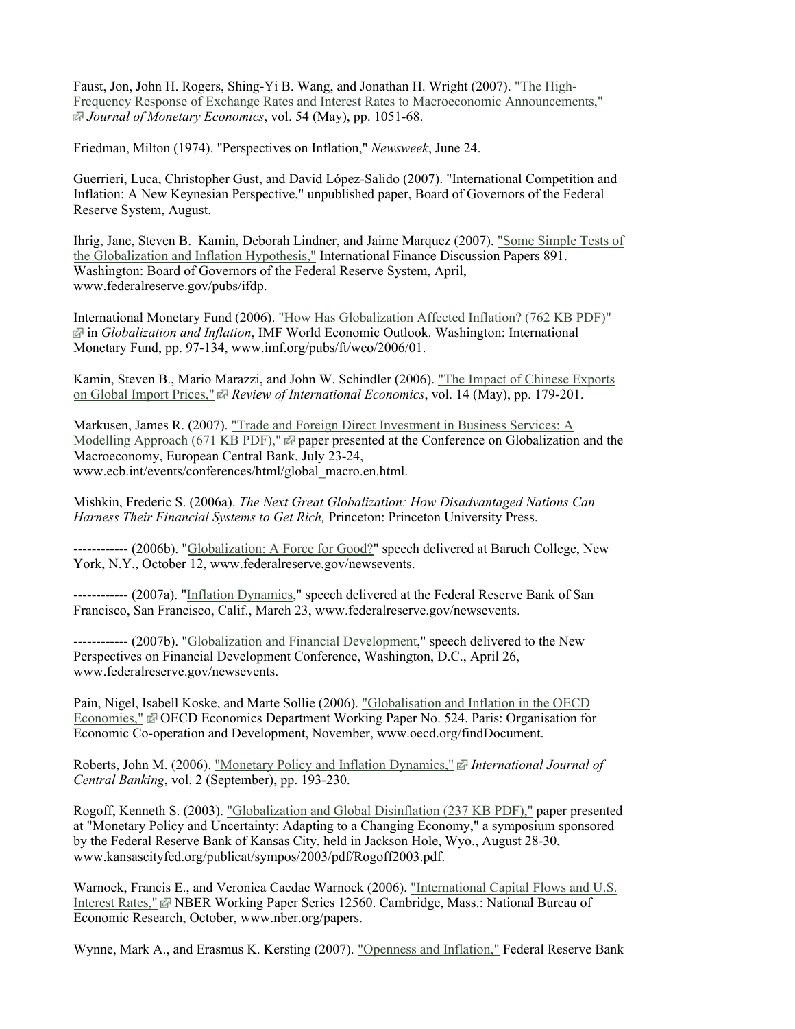Faust, Jon, John H. Rogers, Shing-Yi B. Wang, and Jonathan H. Wright (2007). "The High-Frequency Response of Exchange Rates and Interest Rates to Macroeconomic Announcements," *Journal of Monetary Economics*, vol. 54 (May), pp. 1051-68.

Friedman, Milton (1974). "Perspectives on Inflation," *Newsweek*, June 24.

Guerrieri, Luca, Christopher Gust, and David López-Salido (2007). "International Competition and Inflation: A New Keynesian Perspective," unpublished paper, Board of Governors of the Federal Reserve System, August.

Ihrig, Jane, Steven B. Kamin, Deborah Lindner, and Jaime Marquez (2007). "Some Simple Tests of the Globalization and Inflation Hypothesis," International Finance Discussion Papers 891. Washington: Board of Governors of the Federal Reserve System, April, www.federalreserve.gov/pubs/ifdp.

International Monetary Fund (2006). "How Has Globalization Affected Inflation? (762 KB PDF)" in *Globalization and Inflation*, IMF World Economic Outlook. Washington: International Monetary Fund, pp. 97-134, www.imf.org/pubs/ft/weo/2006/01.

Kamin, Steven B., Mario Marazzi, and John W. Schindler (2006). "The Impact of Chinese Exports on Global Import Prices," *Review of International Economics*, vol. 14 (May), pp. 179-201.

Markusen, James R. (2007). "Trade and Foreign Direct Investment in Business Services: A Modelling Approach (671 KB PDF)," paper presented at the Conference on Globalization and the Macroeconomy, European Central Bank, July 23-24, www.ecb.int/events/conferences/html/global_macro.en.html.

Mishkin, Frederic S. (2006a). *The Next Great Globalization: How Disadvantaged Nations Can Harness Their Financial Systems to Get Rich,* Princeton: Princeton University Press.

------------ (2006b). "Globalization: A Force for Good?" speech delivered at Baruch College, New York, N.Y., October 12, www.federalreserve.gov/newsevents.

------------ (2007a). "Inflation Dynamics," speech delivered at the Federal Reserve Bank of San Francisco, San Francisco, Calif., March 23, www.federalreserve.gov/newsevents.

------------ (2007b). "Globalization and Financial Development," speech delivered to the New Perspectives on Financial Development Conference, Washington, D.C., April 26, www.federalreserve.gov/newsevents.

Pain, Nigel, Isabell Koske, and Marte Sollie (2006). "Globalisation and Inflation in the OECD Economies," OECD Economics Department Working Paper No. 524. Paris: Organisation for Economic Co-operation and Development, November, www.oecd.org/findDocument.

Roberts, John M. (2006). "Monetary Policy and Inflation Dynamics," *International Journal of Central Banking*, vol. 2 (September), pp. 193-230.

Rogoff, Kenneth S. (2003). "Globalization and Global Disinflation (237 KB PDF)," paper presented at "Monetary Policy and Uncertainty: Adapting to a Changing Economy," a symposium sponsored by the Federal Reserve Bank of Kansas City, held in Jackson Hole, Wyo., August 28-30, www.kansascityfed.org/publicat/sympos/2003/pdf/Rogoff2003.pdf.

Warnock, Francis E., and Veronica Cacdac Warnock (2006). "International Capital Flows and U.S. Interest Rates," NBER Working Paper Series 12560. Cambridge, Mass.: National Bureau of Economic Research, October, www.nber.org/papers.

Wynne, Mark A., and Erasmus K. Kersting (2007). "Openness and Inflation," Federal Reserve Bank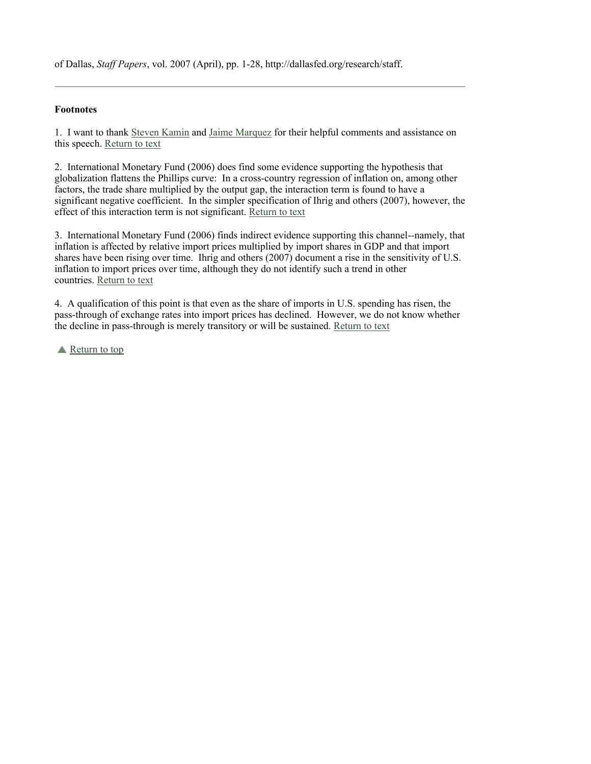of Dallas, *Staff Papers*, vol. 2007 (April), pp. 1-28, http://dallasfed.org/research/staff.

---

**Footnotes**

1. I want to thank Steven Kamin and Jaime Marquez for their helpful comments and assistance on this speech. Return to text

2. International Monetary Fund (2006) does find some evidence supporting the hypothesis that globalization flattens the Phillips curve: In a cross-country regression of inflation on, among other factors, the trade share multiplied by the output gap, the interaction term is found to have a significant negative coefficient. In the simpler specification of Ihrig and others (2007), however, the effect of this interaction term is not significant. Return to text

3. International Monetary Fund (2006) finds indirect evidence supporting this channel--namely, that inflation is affected by relative import prices multiplied by import shares in GDP and that import shares have been rising over time. Ihrig and others (2007) document a rise in the sensitivity of U.S. inflation to import prices over time, although they do not identify such a trend in other countries. Return to text

4. A qualification of this point is that even as the share of imports in U.S. spending has risen, the pass-through of exchange rates into import prices has declined. However, we do not know whether the decline in pass-through is merely transitory or will be sustained. Return to text

▲ Return to top